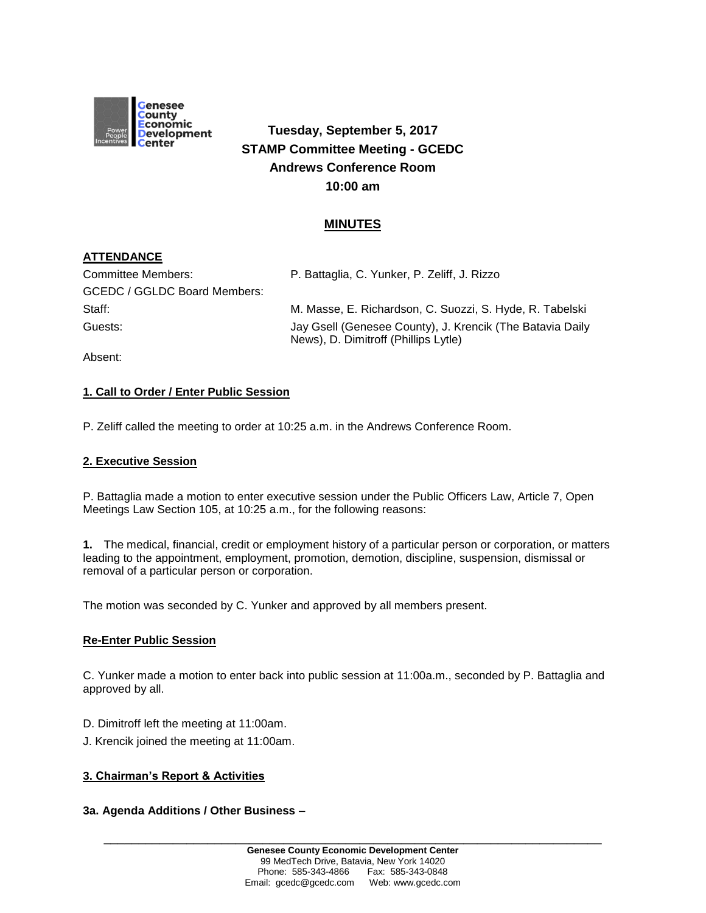Genesee County Economic Development Center

**Tuesday, September 5, 2017**
**STAMP Committee Meeting - GCEDC**
**Andrews Conference Room**
**10:00 am**

## MINUTES

### ATTENDANCE

| | |
|---|---|
| Committee Members: | P. Battaglia, C. Yunker, P. Zeliff, J. Rizzo |
| GCEDC / GGLDC Board Members: | |
| Staff: | M. Masse, E. Richardson, C. Suozzi, S. Hyde, R. Tabelski |
| Guests: | Jay Gsell (Genesee County), J. Krencik (The Batavia Daily News), D. Dimitroff (Phillips Lytle) |
| Absent: | |

### 1. Call to Order / Enter Public Session

P. Zeliff called the meeting to order at 10:25 a.m. in the Andrews Conference Room.

### 2. Executive Session

P. Battaglia made a motion to enter executive session under the Public Officers Law, Article 7, Open Meetings Law Section 105, at 10:25 a.m., for the following reasons:

**1.** The medical, financial, credit or employment history of a particular person or corporation, or matters leading to the appointment, employment, promotion, demotion, discipline, suspension, dismissal or removal of a particular person or corporation.

The motion was seconded by C. Yunker and approved by all members present.

### Re-Enter Public Session

C. Yunker made a motion to enter back into public session at 11:00a.m., seconded by P. Battaglia and approved by all.

D. Dimitroff left the meeting at 11:00am.
J. Krencik joined the meeting at 11:00am.

### 3. Chairman's Report & Activities

**3a. Agenda Additions / Other Business –**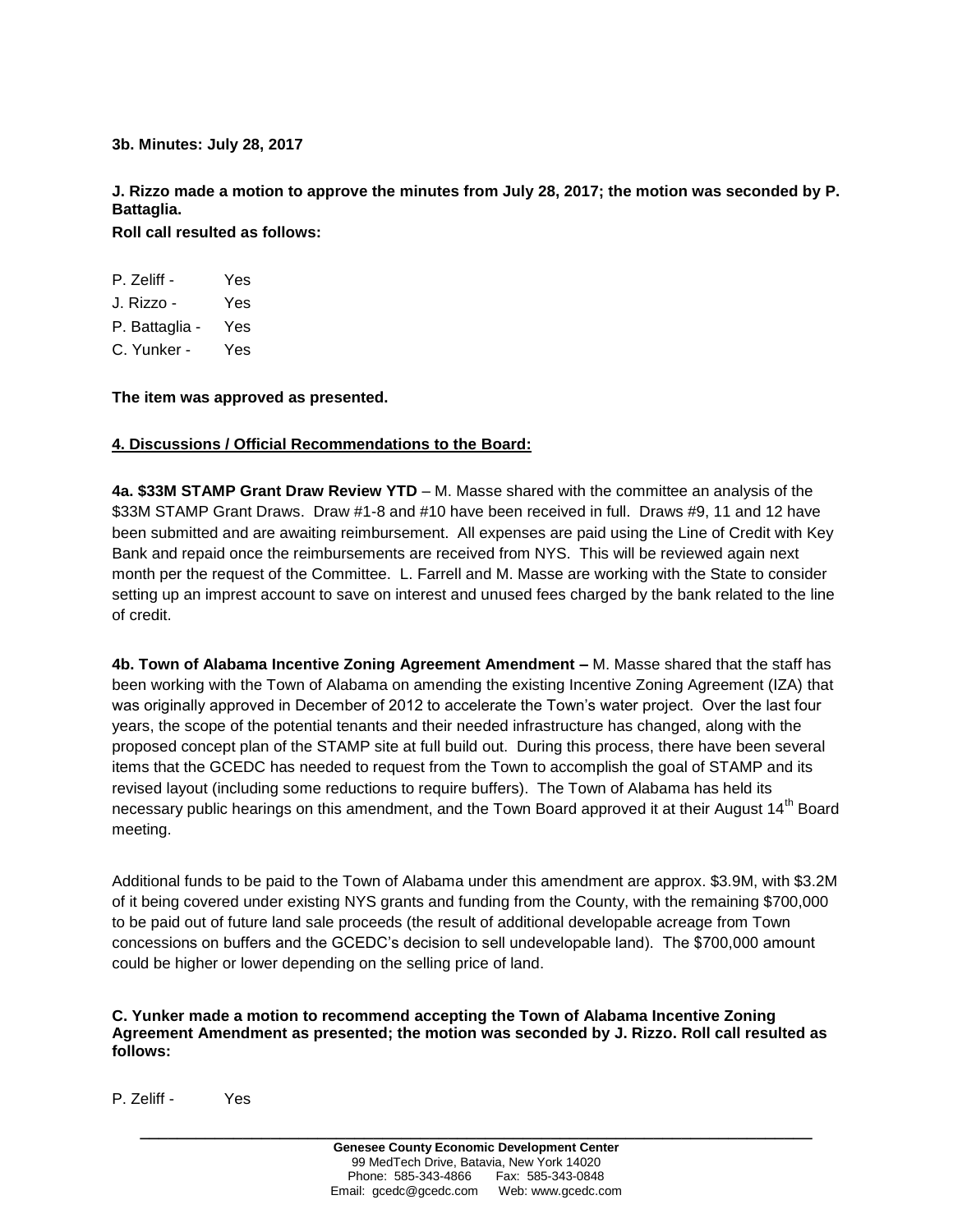**3b. Minutes: July 28, 2017**

**J. Rizzo made a motion to approve the minutes from July 28, 2017; the motion was seconded by P. Battaglia.**

**Roll call resulted as follows:**

P. Zeliff - Yes
J. Rizzo - Yes
P. Battaglia - Yes
C. Yunker - Yes

**The item was approved as presented.**

**4. Discussions / Official Recommendations to the Board:**

**4a. $33M STAMP Grant Draw Review YTD** – M. Masse shared with the committee an analysis of the $33M STAMP Grant Draws. Draw #1-8 and #10 have been received in full. Draws #9, 11 and 12 have been submitted and are awaiting reimbursement. All expenses are paid using the Line of Credit with Key Bank and repaid once the reimbursements are received from NYS. This will be reviewed again next month per the request of the Committee. L. Farrell and M. Masse are working with the State to consider setting up an imprest account to save on interest and unused fees charged by the bank related to the line of credit.

**4b. Town of Alabama Incentive Zoning Agreement Amendment –** M. Masse shared that the staff has been working with the Town of Alabama on amending the existing Incentive Zoning Agreement (IZA) that was originally approved in December of 2012 to accelerate the Town's water project. Over the last four years, the scope of the potential tenants and their needed infrastructure has changed, along with the proposed concept plan of the STAMP site at full build out. During this process, there have been several items that the GCEDC has needed to request from the Town to accomplish the goal of STAMP and its revised layout (including some reductions to require buffers). The Town of Alabama has held its necessary public hearings on this amendment, and the Town Board approved it at their August 14th Board meeting.

Additional funds to be paid to the Town of Alabama under this amendment are approx. $3.9M, with $3.2M of it being covered under existing NYS grants and funding from the County, with the remaining $700,000 to be paid out of future land sale proceeds (the result of additional developable acreage from Town concessions on buffers and the GCEDC's decision to sell undevelopable land). The $700,000 amount could be higher or lower depending on the selling price of land.

**C. Yunker made a motion to recommend accepting the Town of Alabama Incentive Zoning Agreement Amendment as presented; the motion was seconded by J. Rizzo. Roll call resulted as follows:**

P. Zeliff - Yes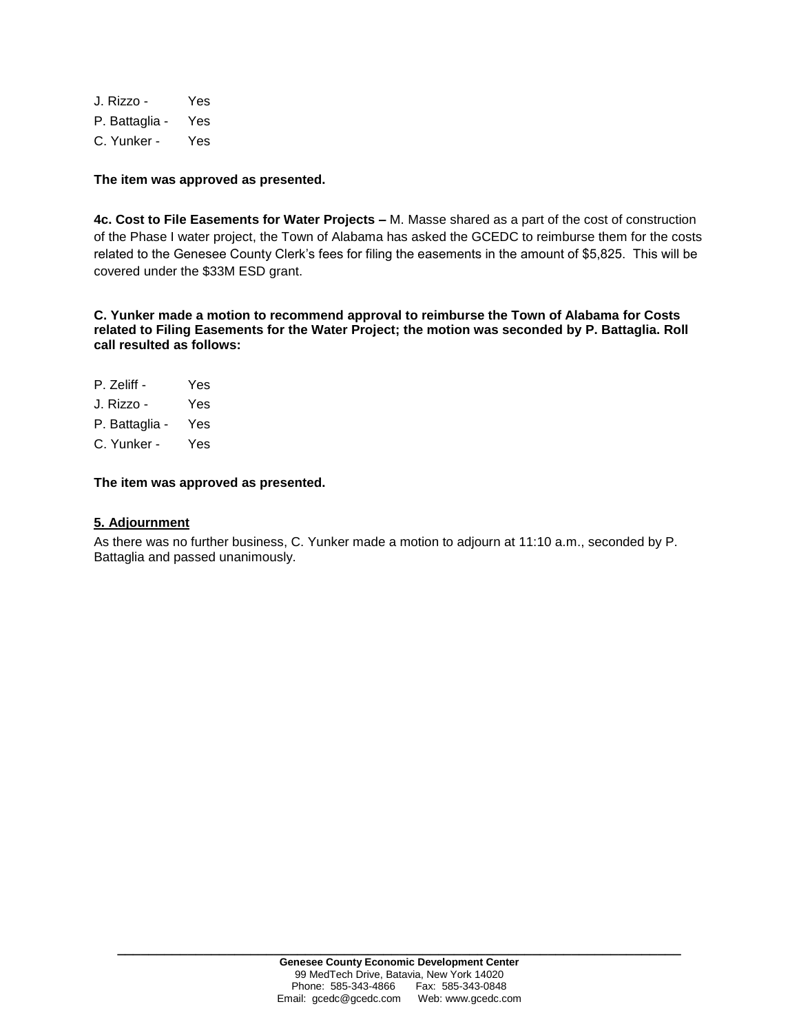J. Rizzo - Yes

P. Battaglia - Yes

C. Yunker - Yes

**The item was approved as presented.**

**4c. Cost to File Easements for Water Projects –** M. Masse shared as a part of the cost of construction of the Phase I water project, the Town of Alabama has asked the GCEDC to reimburse them for the costs related to the Genesee County Clerk's fees for filing the easements in the amount of $5,825. This will be covered under the $33M ESD grant.

**C. Yunker made a motion to recommend approval to reimburse the Town of Alabama for Costs related to Filing Easements for the Water Project; the motion was seconded by P. Battaglia. Roll call resulted as follows:**

P. Zeliff - Yes

J. Rizzo - Yes

P. Battaglia - Yes

C. Yunker - Yes

**The item was approved as presented.**

## 5. Adjournment

As there was no further business, C. Yunker made a motion to adjourn at 11:10 a.m., seconded by P. Battaglia and passed unanimously.